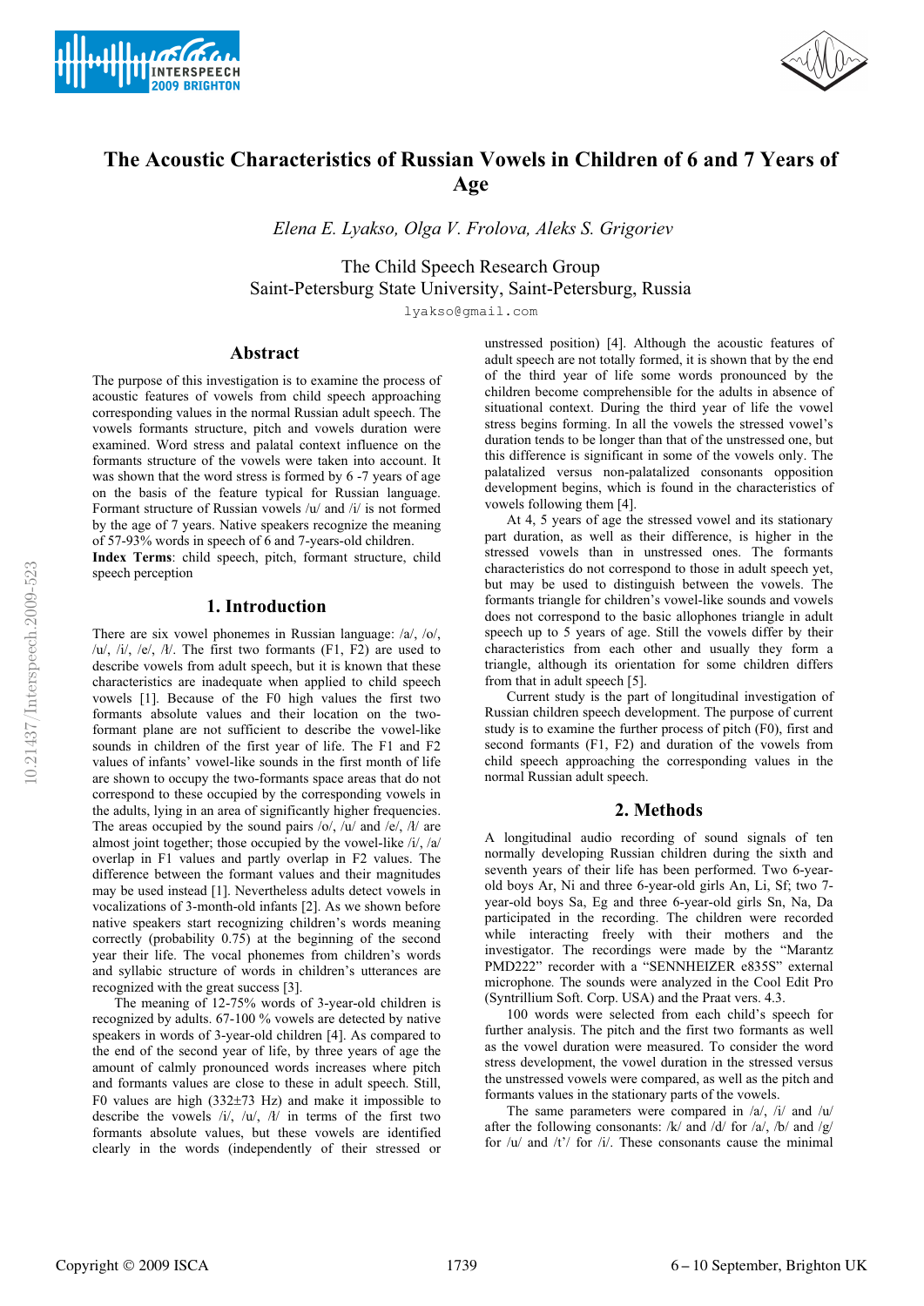# The Acoustic Characteristics of Russian Vowels in Children of 6 and 7 Years of Age

*Elena E. Lyakso, Olga V. Frolova, Aleks S. Grigoriev*

The Child Speech Research Group
Saint-Petersburg State University, Saint-Petersburg, Russia

lyakso@gmail.com

## Abstract

The purpose of this investigation is to examine the process of acoustic features of vowels from child speech approaching corresponding values in the normal Russian adult speech. The vowels formants structure, pitch and vowels duration were examined. Word stress and palatal context influence on the formants structure of the vowels were taken into account. It was shown that the word stress is formed by 6 -7 years of age on the basis of the feature typical for Russian language. Formant structure of Russian vowels /u/ and /i/ is not formed by the age of 7 years. Native speakers recognize the meaning of 57-93% words in speech of 6 and 7-years-old children.

**Index Terms**: child speech, pitch, formant structure, child speech perception

## 1. Introduction

There are six vowel phonemes in Russian language: /a/, /o/, /u/, /i/, /e/, /ɨ/. The first two formants (F1, F2) are used to describe vowels from adult speech, but it is known that these characteristics are inadequate when applied to child speech vowels [1]. Because of the F0 high values the first two formants absolute values and their location on the two-formant plane are not sufficient to describe the vowel-like sounds in children of the first year of life. The F1 and F2 values of infants' vowel-like sounds in the first month of life are shown to occupy the two-formants space areas that do not correspond to these occupied by the corresponding vowels in the adults, lying in an area of significantly higher frequencies. The areas occupied by the sound pairs /o/, /u/ and /e/, /ɨ/ are almost joint together; those occupied by the vowel-like /i/, /a/ overlap in F1 values and partly overlap in F2 values. The difference between the formant values and their magnitudes may be used instead [1]. Nevertheless adults detect vowels in vocalizations of 3-month-old infants [2]. As we shown before native speakers start recognizing children's words meaning correctly (probability 0.75) at the beginning of the second year their life. The vocal phonemes from children's words and syllabic structure of words in children's utterances are recognized with the great success [3].

The meaning of 12-75% words of 3-year-old children is recognized by adults. 67-100 % vowels are detected by native speakers in words of 3-year-old children [4]. As compared to the end of the second year of life, by three years of age the amount of calmly pronounced words increases where pitch and formants values are close to these in adult speech. Still, F0 values are high (332±73 Hz) and make it impossible to describe the vowels /i/, /u/, /ɨ/ in terms of the first two formants absolute values, but these vowels are identified clearly in the words (independently of their stressed or unstressed position) [4]. Although the acoustic features of adult speech are not totally formed, it is shown that by the end of the third year of life some words pronounced by the children become comprehensible for the adults in absence of situational context. During the third year of life the vowel stress begins forming. In all the vowels the stressed vowel's duration tends to be longer than that of the unstressed one, but this difference is significant in some of the vowels only. The palatalized versus non-palatalized consonants opposition development begins, which is found in the characteristics of vowels following them [4].

At 4, 5 years of age the stressed vowel and its stationary part duration, as well as their difference, is higher in the stressed vowels than in unstressed ones. The formants characteristics do not correspond to those in adult speech yet, but may be used to distinguish between the vowels. The formants triangle for children's vowel-like sounds and vowels does not correspond to the basic allophones triangle in adult speech up to 5 years of age. Still the vowels differ by their characteristics from each other and usually they form a triangle, although its orientation for some children differs from that in adult speech [5].

Current study is the part of longitudinal investigation of Russian children speech development. The purpose of current study is to examine the further process of pitch (F0), first and second formants (F1, F2) and duration of the vowels from child speech approaching the corresponding values in the normal Russian adult speech.

## 2. Methods

A longitudinal audio recording of sound signals of ten normally developing Russian children during the sixth and seventh years of their life has been performed. Two 6-year-old boys Ar, Ni and three 6-year-old girls An, Li, Sf; two 7-year-old boys Sa, Eg and three 6-year-old girls Sn, Na, Da participated in the recording. The children were recorded while interacting freely with their mothers and the investigator. The recordings were made by the "Marantz PMD222" recorder with a "SENNHEIZER e835S" external microphone. The sounds were analyzed in the Cool Edit Pro (Syntrillium Soft. Corp. USA) and the Praat vers. 4.3.

100 words were selected from each child's speech for further analysis. The pitch and the first two formants as well as the vowel duration were measured. To consider the word stress development, the vowel duration in the stressed versus the unstressed vowels were compared, as well as the pitch and formants values in the stationary parts of the vowels.

The same parameters were compared in /a/, /i/ and /u/ after the following consonants: /k/ and /d/ for /a/, /b/ and /g/ for /u/ and /t'/ for /i/. These consonants cause the minimal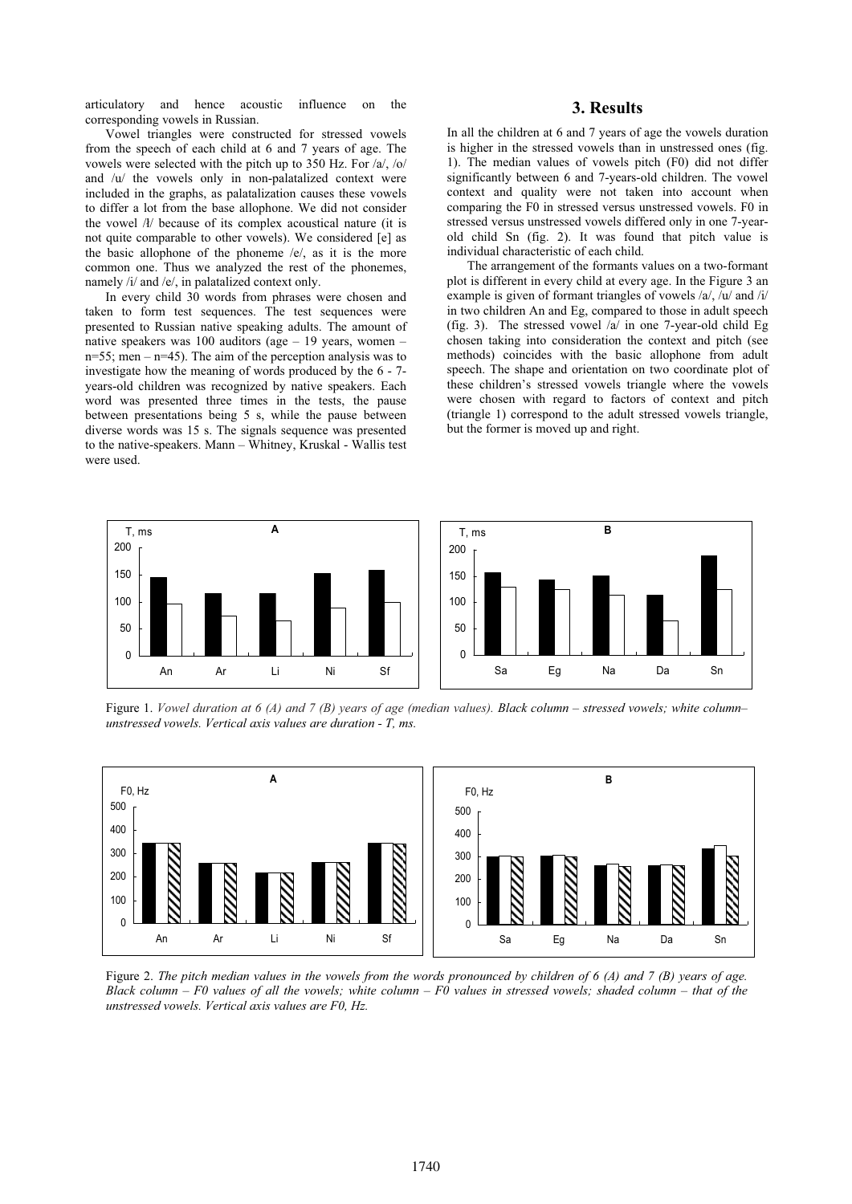articulatory and hence acoustic influence on the corresponding vowels in Russian.

Vowel triangles were constructed for stressed vowels from the speech of each child at 6 and 7 years of age. The vowels were selected with the pitch up to 350 Hz. For /a/, /o/ and /u/ the vowels only in non-palatalized context were included in the graphs, as palatalization causes these vowels to differ a lot from the base allophone. We did not consider the vowel /ɨ/ because of its complex acoustical nature (it is not quite comparable to other vowels). We considered [e] as the basic allophone of the phoneme /e/, as it is the more common one. Thus we analyzed the rest of the phonemes, namely /i/ and /e/, in palatalized context only.

In every child 30 words from phrases were chosen and taken to form test sequences. The test sequences were presented to Russian native speaking adults. The amount of native speakers was 100 auditors (age – 19 years, women – n=55; men – n=45). The aim of the perception analysis was to investigate how the meaning of words produced by the 6 - 7-years-old children was recognized by native speakers. Each word was presented three times in the tests, the pause between presentations being 5 s, while the pause between diverse words was 15 s. The signals sequence was presented to the native-speakers. Mann – Whitney, Kruskal - Wallis test were used.

## 3. Results

In all the children at 6 and 7 years of age the vowels duration is higher in the stressed vowels than in unstressed ones (fig. 1). The median values of vowels pitch (F0) did not differ significantly between 6 and 7-years-old children. The vowel context and quality were not taken into account when comparing the F0 in stressed versus unstressed vowels. F0 in stressed versus unstressed vowels differed only in one 7-year-old child Sn (fig. 2). It was found that pitch value is individual characteristic of each child.

The arrangement of the formants values on a two-formant plot is different in every child at every age. In the Figure 3 an example is given of formant triangles of vowels /a/, /u/ and /i/ in two children An and Eg, compared to those in adult speech (fig. 3). The stressed vowel /a/ in one 7-year-old child Eg chosen taking into consideration the context and pitch (see methods) coincides with the basic allophone from adult speech. The shape and orientation on two coordinate plot of these children's stressed vowels triangle where the vowels were chosen with regard to factors of context and pitch (triangle 1) correspond to the adult stressed vowels triangle, but the former is moved up and right.

Figure 1. *Vowel duration at 6 (A) and 7 (B) years of age (median values).* ***Black column – stressed vowels; white column– unstressed vowels.*** *Vertical axis values are duration - T, ms.*

Figure 2. *The pitch median values in the vowels from the words pronounced by children of 6 (A) and 7 (B) years of age. Black column – F0 values of all the vowels; white column – F0 values in stressed vowels; shaded column – that of the unstressed vowels. Vertical axis values are F0, Hz.*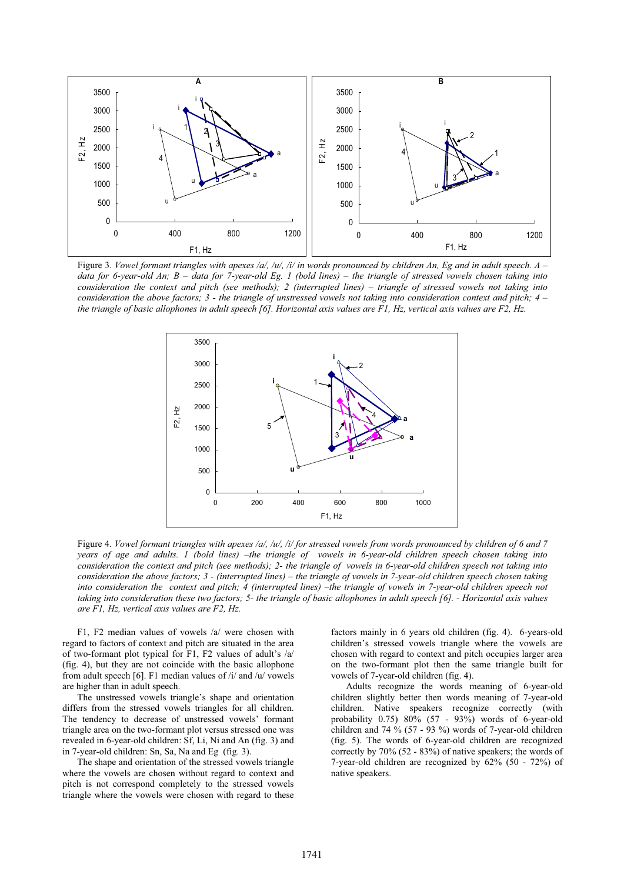Figure 3. *Vowel formant triangles with apexes /a/, /u/, /i/ in words pronounced by children An, Eg and in adult speech. A – data for 6-year-old An; B – data for 7-year-old Eg. 1 (bold lines) – the triangle of stressed vowels chosen taking into consideration the context and pitch (see methods); 2 (interrupted lines) – triangle of stressed vowels not taking into consideration the above factors; 3 - the triangle of unstressed vowels not taking into consideration context and pitch; 4 – the triangle of basic allophones in adult speech [6]. Horizontal axis values are F1, Hz, vertical axis values are F2, Hz.*

Figure 4. *Vowel formant triangles with apexes /a/, /u/, /i/ for stressed vowels from words pronounced by children of 6 and 7 years of age and adults. 1 (bold lines) –the triangle of vowels in 6-year-old children speech chosen taking into consideration the context and pitch (see methods); 2- the triangle of vowels in 6-year-old children speech not taking into consideration the above factors; 3 - (interrupted lines) – the triangle of vowels in 7-year-old children speech chosen taking into consideration the context and pitch; 4 (interrupted lines) –the triangle of vowels in 7-year-old children speech not taking into consideration these two factors; 5- the triangle of basic allophones in adult speech [6]. - Horizontal axis values are F1, Hz, vertical axis values are F2, Hz.*

F1, F2 median values of vowels /a/ were chosen with regard to factors of context and pitch are situated in the area of two-formant plot typical for F1, F2 values of adult's /a/ (fig. 4), but they are not coincide with the basic allophone from adult speech [6]. F1 median values of /i/ and /u/ vowels are higher than in adult speech.

The unstressed vowels triangle's shape and orientation differs from the stressed vowels triangles for all children. The tendency to decrease of unstressed vowels' formant triangle area on the two-formant plot versus stressed one was revealed in 6-year-old children: Sf, Li, Ni and An (fig. 3) and in 7-year-old children: Sn, Sa, Na and Eg (fig. 3).

The shape and orientation of the stressed vowels triangle where the vowels are chosen without regard to context and pitch is not correspond completely to the stressed vowels triangle where the vowels were chosen with regard to these factors mainly in 6 years old children (fig. 4). 6-years-old children's stressed vowels triangle where the vowels are chosen with regard to context and pitch occupies larger area on the two-formant plot then the same triangle built for vowels of 7-year-old children (fig. 4).

Adults recognize the words meaning of 6-year-old children slightly better then words meaning of 7-year-old children. Native speakers recognize correctly (with probability 0.75) 80% (57 - 93%) words of 6-year-old children and 74 % (57 - 93 %) words of 7-year-old children (fig. 5). The words of 6-year-old children are recognized correctly by 70% (52 - 83%) of native speakers; the words of 7-year-old children are recognized by 62% (50 - 72%) of native speakers.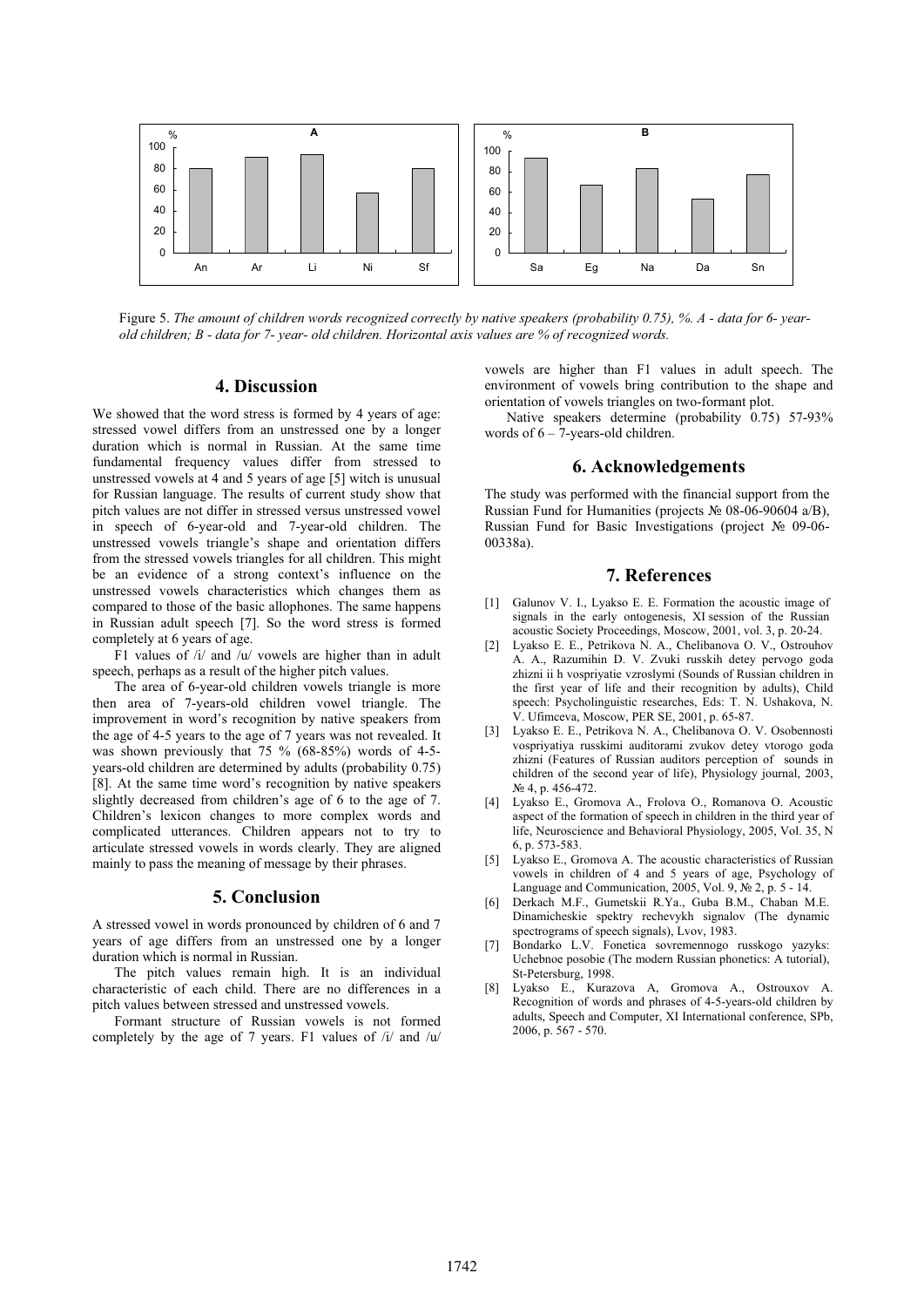%
A
100
80
60
40
20
0
An Ar Li Ni Sf

%
B
100
80
60
40
20
0
Sa Eg Na Da Sn

Figure 5. *The amount of children words recognized correctly by native speakers (probability 0.75), %. A - data for 6- year-old children; B - data for 7- year- old children. Horizontal axis values are % of recognized words.*

## 4. Discussion

We showed that the word stress is formed by 4 years of age: stressed vowel differs from an unstressed one by a longer duration which is normal in Russian. At the same time fundamental frequency values differ from stressed to unstressed vowels at 4 and 5 years of age [5] witch is unusual for Russian language. The results of current study show that pitch values are not differ in stressed versus unstressed vowel in speech of 6-year-old and 7-year-old children. The unstressed vowels triangle's shape and orientation differs from the stressed vowels triangles for all children. This might be an evidence of a strong context's influence on the unstressed vowels characteristics which changes them as compared to those of the basic allophones. The same happens in Russian adult speech [7]. So the word stress is formed completely at 6 years of age.

F1 values of /i/ and /u/ vowels are higher than in adult speech, perhaps as a result of the higher pitch values.

The area of 6-year-old children vowels triangle is more then area of 7-years-old children vowel triangle. The improvement in word's recognition by native speakers from the age of 4-5 years to the age of 7 years was not revealed. It was shown previously that 75 % (68-85%) words of 4-5-years-old children are determined by adults (probability 0.75) [8]. At the same time word's recognition by native speakers slightly decreased from children's age of 6 to the age of 7. Children's lexicon changes to more complex words and complicated utterances. Children appears not to try to articulate stressed vowels in words clearly. They are aligned mainly to pass the meaning of message by their phrases.

## 5. Conclusion

A stressed vowel in words pronounced by children of 6 and 7 years of age differs from an unstressed one by a longer duration which is normal in Russian.

The pitch values remain high. It is an individual characteristic of each child. There are no differences in a pitch values between stressed and unstressed vowels.

Formant structure of Russian vowels is not formed completely by the age of 7 years. F1 values of /i/ and /u/ vowels are higher than F1 values in adult speech. The environment of vowels bring contribution to the shape and orientation of vowels triangles on two-formant plot.

Native speakers determine (probability 0.75) 57-93% words of 6 – 7-years-old children.

## 6. Acknowledgements

The study was performed with the financial support from the Russian Fund for Humanities (projects № 08-06-90604 a/B), Russian Fund for Basic Investigations (project № 09-06-00338a).

## 7. References

[1] Galunov V. I., Lyakso E. E. Formation the acoustic image of signals in the early ontogenesis, XI session of the Russian acoustic Society Proceedings, Moscow, 2001, vol. 3, p. 20-24.

[2] Lyakso E. E., Petrikova N. A., Chelibanova O. V., Ostrouhov A. A., Razumihin D. V. Zvuki russkih detey pervogo goda zhizni ii h vospriyatie vzroslymi (Sounds of Russian children in the first year of life and their recognition by adults), Child speech: Psycholinguistic researches, Eds: T. N. Ushakova, N. V. Ufimceva, Moscow, PER SE, 2001, p. 65-87.

[3] Lyakso E. E., Petrikova N. A., Chelibanova O. V. Osobennosti vospriyatiya russkimi auditorami zvukov detey vtorogo goda zhizni (Features of Russian auditors perception of sounds in children of the second year of life), Physiology journal, 2003, № 4, p. 456-472.

[4] Lyakso E., Gromova A., Frolova O., Romanova O. Acoustic aspect of the formation of speech in children in the third year of life, Neuroscience and Behavioral Physiology, 2005, Vol. 35, N 6, p. 573-583.

[5] Lyakso E., Gromova A. The acoustic characteristics of Russian vowels in children of 4 and 5 years of age, Psychology of Language and Communication, 2005, Vol. 9, № 2, p. 5 - 14.

[6] Derkach M.F., Gumetskii R.Ya., Guba B.M., Chaban M.E. Dinamicheskie spektry rechevykh signalov (The dynamic spectrograms of speech signals), Lvov, 1983.

[7] Bondarko L.V. Fonetica sovremennogo russkogo yazyks: Uchebnoe posobie (The modern Russian phonetics: A tutorial), St-Petersburg, 1998.

[8] Lyakso E., Kurazova A, Gromova A., Ostrouxov A. Recognition of words and phrases of 4-5-years-old children by adults, Speech and Computer, XI International conference, SPb, 2006, p. 567 - 570.